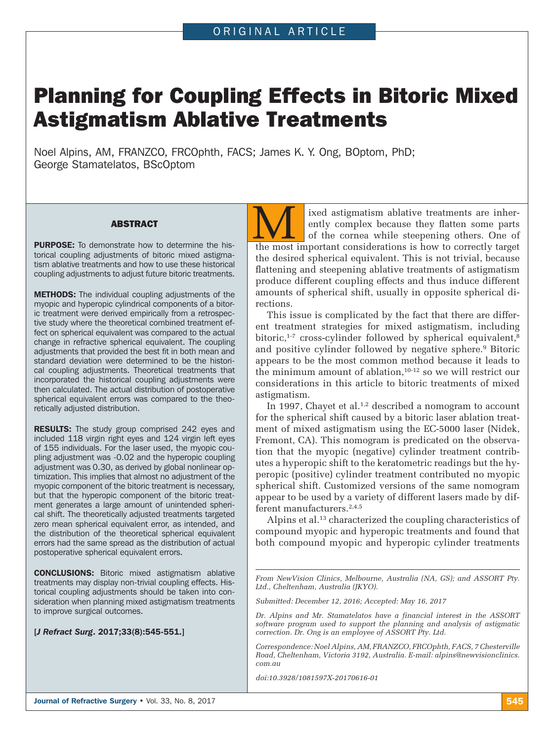ORIGINAL ARTICLE

# Planning for Coupling Effects in Bitoric Mixed Astigmatism Ablative Treatments

Noel Alpins, AM, FRANZCO, FRCOphth, FACS; James K. Y. Ong, BOptom, PhD; George Stamatelatos, BScOptom

## ABSTRACT

**PURPOSE:** To demonstrate how to determine the historical coupling adjustments of bitoric mixed astigmatism ablative treatments and how to use these historical coupling adjustments to adjust future bitoric treatments.

**METHODS:** The individual coupling adjustments of the myopic and hyperopic cylindrical components of a bitoric treatment were derived empirically from a retrospective study where the theoretical combined treatment effect on spherical equivalent was compared to the actual change in refractive spherical equivalent. The coupling adjustments that provided the best fit in both mean and standard deviation were determined to be the historical coupling adjustments. Theoretical treatments that incorporated the historical coupling adjustments were then calculated. The actual distribution of postoperative spherical equivalent errors was compared to the theoretically adjusted distribution.

**RESULTS:** The study group comprised 242 eyes and included 118 virgin right eyes and 124 virgin left eyes of 155 individuals. For the laser used, the myopic coupling adjustment was -0.02 and the hyperopic coupling adjustment was 0.30, as derived by global nonlinear optimization. This implies that almost no adjustment of the myopic component of the bitoric treatment is necessary, but that the hyperopic component of the bitoric treatment generates a large amount of unintended spherical shift. The theoretically adjusted treatments targeted zero mean spherical equivalent error, as intended, and the distribution of the theoretical spherical equivalent errors had the same spread as the distribution of actual postoperative spherical equivalent errors.

**CONCLUSIONS:** Bitoric mixed astigmatism ablative treatments may display non-trivial coupling effects. Historical coupling adjustments should be taken into consideration when planning mixed astigmatism treatments to improve surgical outcomes.

[*J Refract Surg*. 2017;33(8):545-551.]

Mixed astigmatism ablative treatments are inherently complex because they flatten some parts of the cornea while steepening others. One of the most important considerations is how to correctly target the desired spherical equivalent. This is not trivial, because flattening and steepening ablative treatments of astigmatism produce different coupling effects and thus induce different amounts of spherical shift, usually in opposite spherical directions.

This issue is complicated by the fact that there are different treatment strategies for mixed astigmatism, including bitoric,[1-7] cross-cylinder followed by spherical equivalent,[8] and positive cylinder followed by negative sphere.[9] Bitoric appears to be the most common method because it leads to the minimum amount of ablation,[10-12] so we will restrict our considerations in this article to bitoric treatments of mixed astigmatism.

In 1997, Chayet et al.[1,2] described a nomogram to account for the spherical shift caused by a bitoric laser ablation treatment of mixed astigmatism using the EC-5000 laser (Nidek, Fremont, CA). This nomogram is predicated on the observation that the myopic (negative) cylinder treatment contributes a hyperopic shift to the keratometric readings but the hyperopic (positive) cylinder treatment contributed no myopic spherical shift. Customized versions of the same nomogram appear to be used by a variety of different lasers made by different manufacturers.[2,4,5]

Alpins et al.[13] characterized the coupling characteristics of compound myopic and hyperopic treatments and found that both compound myopic and hyperopic cylinder treatments

---

*From NewVision Clinics, Melbourne, Australia (NA, GS); and ASSORT Pty. Ltd., Cheltenham, Australia (JKYO).*

*Submitted: December 12, 2016; Accepted: May 16, 2017*

*Dr. Alpins and Mr. Stamatelatos have a financial interest in the ASSORT software program used to support the planning and analysis of astigmatic correction. Dr. Ong is an employee of ASSORT Pty. Ltd.*

*Correspondence: Noel Alpins, AM, FRANZCO, FRCOphth, FACS, 7 Chesterville Road, Cheltenham, Victoria 3192, Australia. E-mail: alpins@newvisionclinics.com.au*

*doi:10.3928/1081597X-20170616-01*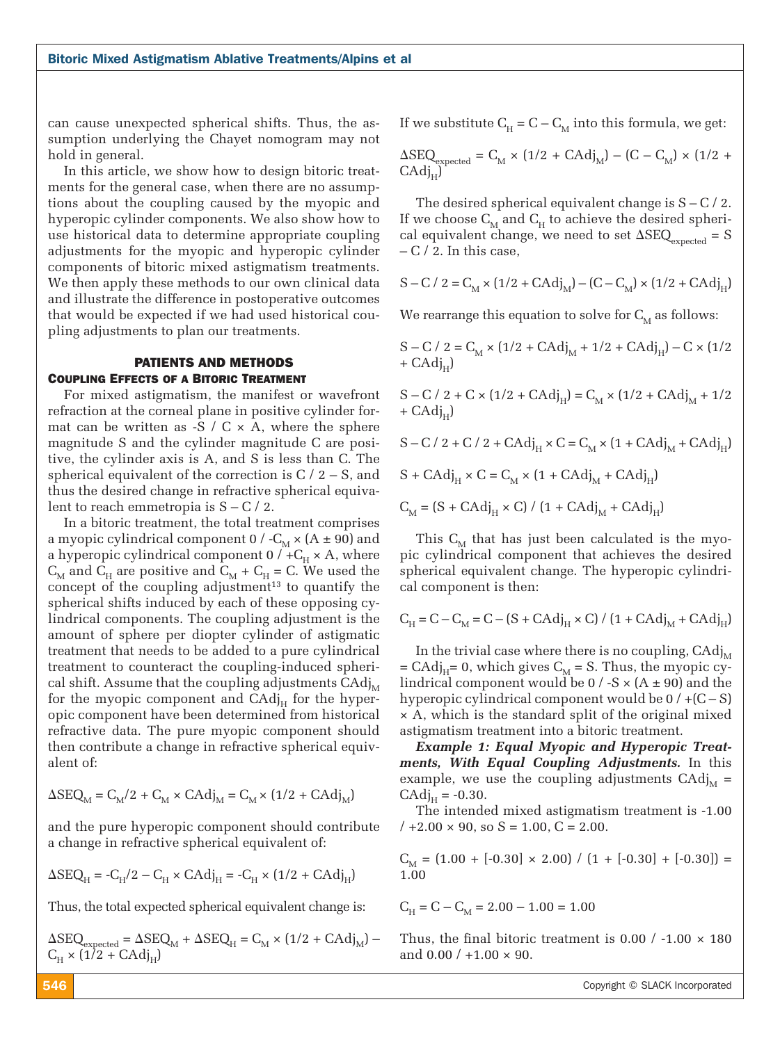can cause unexpected spherical shifts. Thus, the assumption underlying the Chayet nomogram may not hold in general.

In this article, we show how to design bitoric treatments for the general case, when there are no assumptions about the coupling caused by the myopic and hyperopic cylinder components. We also show how to use historical data to determine appropriate coupling adjustments for the myopic and hyperopic cylinder components of bitoric mixed astigmatism treatments. We then apply these methods to our own clinical data and illustrate the difference in postoperative outcomes that would be expected if we had used historical coupling adjustments to plan our treatments.

## PATIENTS AND METHODS

### Coupling Effects of a Bitoric Treatment

For mixed astigmatism, the manifest or wavefront refraction at the corneal plane in positive cylinder format can be written as -S / C × A, where the sphere magnitude S and the cylinder magnitude C are positive, the cylinder axis is A, and S is less than C. The spherical equivalent of the correction is C / 2 – S, and thus the desired change in refractive spherical equivalent to reach emmetropia is S – C / 2.

In a bitoric treatment, the total treatment comprises a myopic cylindrical component 0 / $-C_M$ × (A ± 90) and a hyperopic cylindrical component 0 / $+C_H$ × A, where $C_M$ and $C_H$ are positive and $C_M + C_H = C$. We used the concept of the coupling adjustment[13] to quantify the spherical shifts induced by each of these opposing cylindrical components. The coupling adjustment is the amount of sphere per diopter cylinder of astigmatic treatment that needs to be added to a pure cylindrical treatment to counteract the coupling-induced spherical shift. Assume that the coupling adjustments $CAdj_M$ for the myopic component and $CAdj_H$ for the hyperopic component have been determined from historical refractive data. The pure myopic component should then contribute a change in refractive spherical equivalent of:

$$\Delta SEQ_M = C_M/2 + C_M \times CAdj_M = C_M \times (1/2 + CAdj_M)$$

and the pure hyperopic component should contribute a change in refractive spherical equivalent of:

$$\Delta SEQ_H = -C_H/2 - C_H \times CAdj_H = -C_H \times (1/2 + CAdj_H)$$

Thus, the total expected spherical equivalent change is:

$$\Delta SEQ_{expected} = \Delta SEQ_M + \Delta SEQ_H = C_M \times (1/2 + CAdj_M) - C_H \times (1/2 + CAdj_H)$$

If we substitute $C_H = C - C_M$ into this formula, we get:

$$\Delta SEQ_{expected} = C_M \times (1/2 + CAdj_M) - (C - C_M) \times (1/2 + CAdj_H)$$

The desired spherical equivalent change is S – C / 2. If we choose $C_M$ and $C_H$ to achieve the desired spherical equivalent change, we need to set $\Delta SEQ_{expected}$ = S – C / 2. In this case,

$$S - C / 2 = C_M \times (1/2 + CAdj_M) - (C - C_M) \times (1/2 + CAdj_H)$$

We rearrange this equation to solve for $C_M$ as follows:

$$S - C / 2 = C_M \times (1/2 + CAdj_M + 1/2 + CAdj_H) - C \times (1/2 + CAdj_H)$$

$$S - C / 2 + C \times (1/2 + CAdj_H) = C_M \times (1/2 + CAdj_M + 1/2 + CAdj_H)$$

$$S - C / 2 + C / 2 + CAdj_H \times C = C_M \times (1 + CAdj_M + CAdj_H)$$

$$S + CAdj_H \times C = C_M \times (1 + CAdj_M + CAdj_H)$$

$$C_M = (S + CAdj_H \times C) / (1 + CAdj_M + CAdj_H)$$

This $C_M$ that has just been calculated is the myopic cylindrical component that achieves the desired spherical equivalent change. The hyperopic cylindrical component is then:

$$C_H = C - C_M = C - (S + CAdj_H \times C) / (1 + CAdj_M + CAdj_H)$$

In the trivial case where there is no coupling, $CAdj_M = CAdj_H = 0$, which gives $C_M = S$. Thus, the myopic cylindrical component would be 0 / -S × (A ± 90) and the hyperopic cylindrical component would be 0 / +(C – S) × A, which is the standard split of the original mixed astigmatism treatment into a bitoric treatment.

***Example 1: Equal Myopic and Hyperopic Treatments, With Equal Coupling Adjustments.*** In this example, we use the coupling adjustments $CAdj_M = CAdj_H = -0.30$.

The intended mixed astigmatism treatment is -1.00 / +2.00 × 90, so S = 1.00, C = 2.00.

$$C_M = (1.00 + [-0.30] \times 2.00) / (1 + [-0.30] + [-0.30]) = 1.00$$

$$C_H = C - C_M = 2.00 - 1.00 = 1.00$$

Thus, the final bitoric treatment is 0.00 / -1.00 × 180 and 0.00 / +1.00 × 90.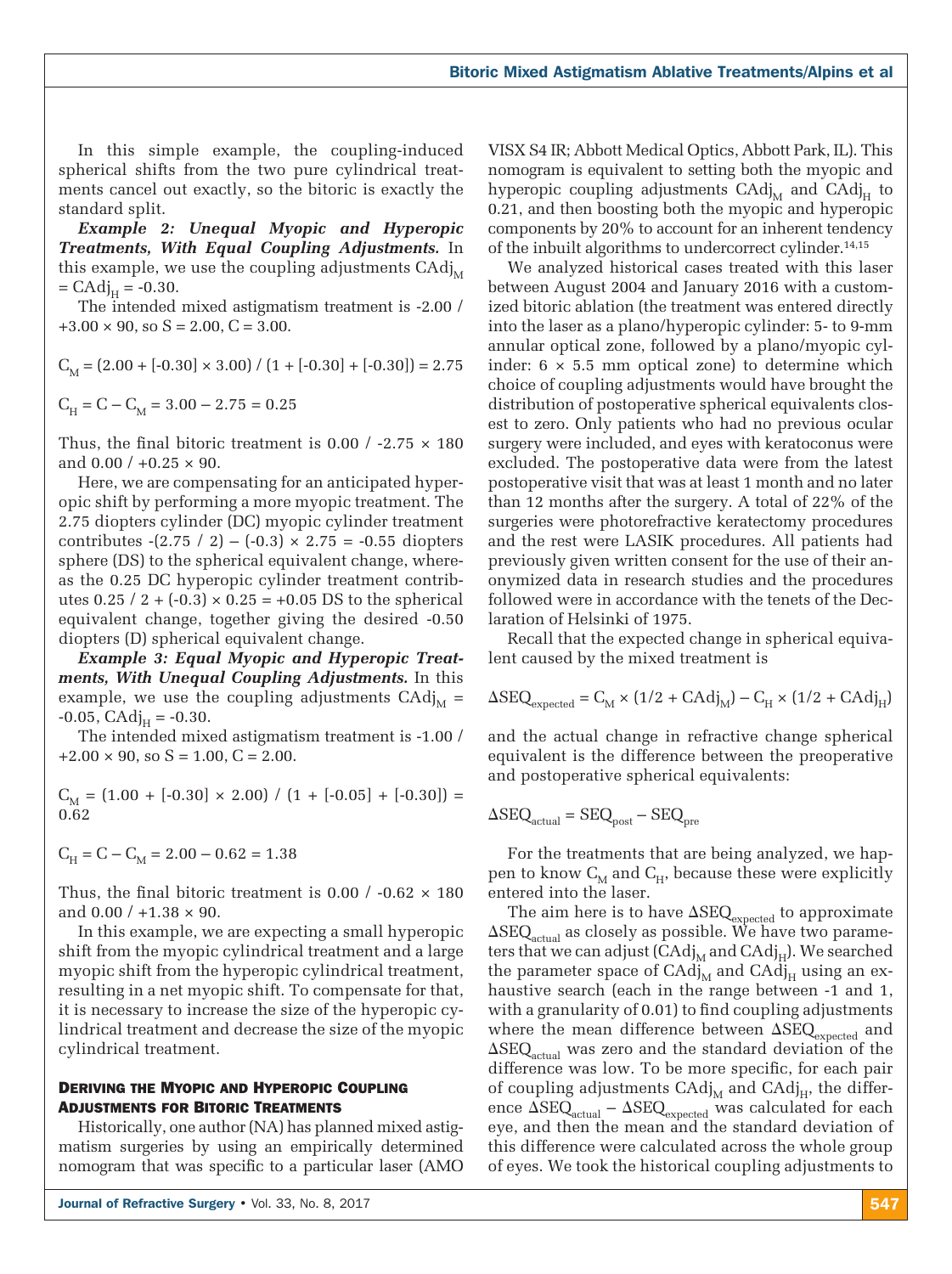In this simple example, the coupling-induced spherical shifts from the two pure cylindrical treatments cancel out exactly, so the bitoric is exactly the standard split.

***Example 2: Unequal Myopic and Hyperopic Treatments, With Equal Coupling Adjustments.*** In this example, we use the coupling adjustments $CAdj_M = CAdj_H = -0.30$.

The intended mixed astigmatism treatment is -2.00 / +3.00 × 90, so S = 2.00, C = 3.00.

$$C_M = (2.00 + [-0.30] \times 3.00) / (1 + [-0.30] + [-0.30]) = 2.75$$

$$C_H = C - C_M = 3.00 - 2.75 = 0.25$$

Thus, the final bitoric treatment is 0.00 / -2.75 × 180 and 0.00 / +0.25 × 90.

Here, we are compensating for an anticipated hyperopic shift by performing a more myopic treatment. The 2.75 diopters cylinder (DC) myopic cylinder treatment contributes $-(2.75 / 2) - (-0.3) \times 2.75 = -0.55$ diopters sphere (DS) to the spherical equivalent change, whereas the 0.25 DC hyperopic cylinder treatment contributes $0.25 / 2 + (-0.3) \times 0.25 = +0.05$ DS to the spherical equivalent change, together giving the desired -0.50 diopters (D) spherical equivalent change.

***Example 3: Equal Myopic and Hyperopic Treatments, With Unequal Coupling Adjustments.*** In this example, we use the coupling adjustments $CAdj_M = -0.05$, $CAdj_H = -0.30$.

The intended mixed astigmatism treatment is -1.00 / +2.00 × 90, so S = 1.00, C = 2.00.

$$C_M = (1.00 + [-0.30] \times 2.00) / (1 + [-0.05] + [-0.30]) = 0.62$$

$$C_H = C - C_M = 2.00 - 0.62 = 1.38$$

Thus, the final bitoric treatment is 0.00 / -0.62 × 180 and 0.00 / +1.38 × 90.

In this example, we are expecting a small hyperopic shift from the myopic cylindrical treatment and a large myopic shift from the hyperopic cylindrical treatment, resulting in a net myopic shift. To compensate for that, it is necessary to increase the size of the hyperopic cylindrical treatment and decrease the size of the myopic cylindrical treatment.

### Deriving the Myopic and Hyperopic Coupling Adjustments for Bitoric Treatments

Historically, one author (NA) has planned mixed astigmatism surgeries by using an empirically determined nomogram that was specific to a particular laser (AMO VISX S4 IR; Abbott Medical Optics, Abbott Park, IL). This nomogram is equivalent to setting both the myopic and hyperopic coupling adjustments $CAdj_M$ and $CAdj_H$ to 0.21, and then boosting both the myopic and hyperopic components by 20% to account for an inherent tendency of the inbuilt algorithms to undercorrect cylinder.[14,15]

We analyzed historical cases treated with this laser between August 2004 and January 2016 with a customized bitoric ablation (the treatment was entered directly into the laser as a plano/hyperopic cylinder: 5- to 9-mm annular optical zone, followed by a plano/myopic cylinder: 6 × 5.5 mm optical zone) to determine which choice of coupling adjustments would have brought the distribution of postoperative spherical equivalents closest to zero. Only patients who had no previous ocular surgery were included, and eyes with keratoconus were excluded. The postoperative data were from the latest postoperative visit that was at least 1 month and no later than 12 months after the surgery. A total of 22% of the surgeries were photorefractive keratectomy procedures and the rest were LASIK procedures. All patients had previously given written consent for the use of their anonymized data in research studies and the procedures followed were in accordance with the tenets of the Declaration of Helsinki of 1975.

Recall that the expected change in spherical equivalent caused by the mixed treatment is

$$\Delta SEQ_{expected} = C_M \times (1/2 + CAdj_M) - C_H \times (1/2 + CAdj_H)$$

and the actual change in refractive change spherical equivalent is the difference between the preoperative and postoperative spherical equivalents:

$$\Delta SEQ_{actual} = SEQ_{post} - SEQ_{pre}$$

For the treatments that are being analyzed, we happen to know $C_M$ and $C_H$, because these were explicitly entered into the laser.

The aim here is to have $\Delta SEQ_{expected}$ to approximate $\Delta SEQ_{actual}$ as closely as possible. We have two parameters that we can adjust ($CAdj_M$ and $CAdj_H$). We searched the parameter space of $CAdj_M$ and $CAdj_H$ using an exhaustive search (each in the range between -1 and 1, with a granularity of 0.01) to find coupling adjustments where the mean difference between $\Delta SEQ_{expected}$ and $\Delta SEQ_{actual}$ was zero and the standard deviation of the difference was low. To be more specific, for each pair of coupling adjustments $CAdj_M$ and $CAdj_H$, the difference $\Delta SEQ_{actual} - \Delta SEQ_{expected}$ was calculated for each eye, and then the mean and the standard deviation of this difference were calculated across the whole group of eyes. We took the historical coupling adjustments to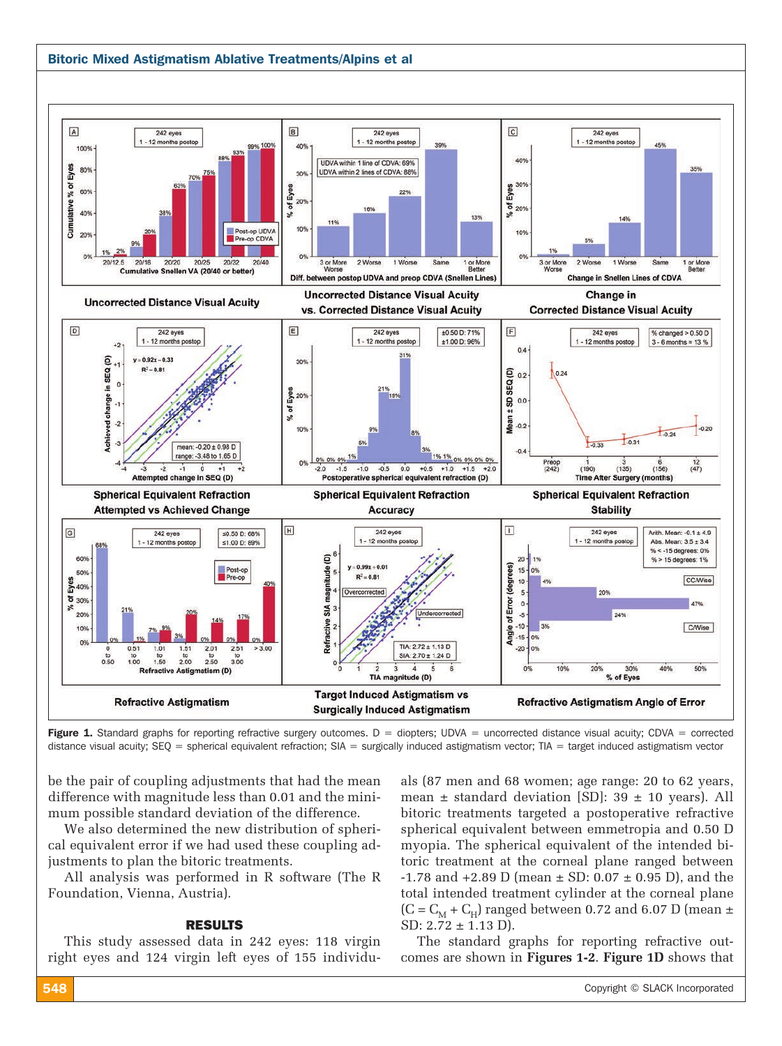Figure 1. Standard graphs for reporting refractive surgery outcomes. D = diopters; UDVA = uncorrected distance visual acuity; CDVA = corrected distance visual acuity; SEQ = spherical equivalent refraction; SIA = surgically induced astigmatism vector; TIA = target induced astigmatism vector

be the pair of coupling adjustments that had the mean difference with magnitude less than 0.01 and the minimum possible standard deviation of the difference.

We also determined the new distribution of spherical equivalent error if we had used these coupling adjustments to plan the bitoric treatments.

All analysis was performed in R software (The R Foundation, Vienna, Austria).

## RESULTS

This study assessed data in 242 eyes: 118 virgin right eyes and 124 virgin left eyes of 155 individuals (87 men and 68 women; age range: 20 to 62 years, mean ± standard deviation [SD]: 39 ± 10 years). All bitoric treatments targeted a postoperative refractive spherical equivalent between emmetropia and 0.50 D myopia. The spherical equivalent of the intended bitoric treatment at the corneal plane ranged between -1.78 and +2.89 D (mean ± SD: 0.07 ± 0.95 D), and the total intended treatment cylinder at the corneal plane ($C = C_M + C_H$) ranged between 0.72 and 6.07 D (mean ± SD: 2.72 ± 1.13 D).

The standard graphs for reporting refractive outcomes are shown in **Figures 1-2**. **Figure 1D** shows that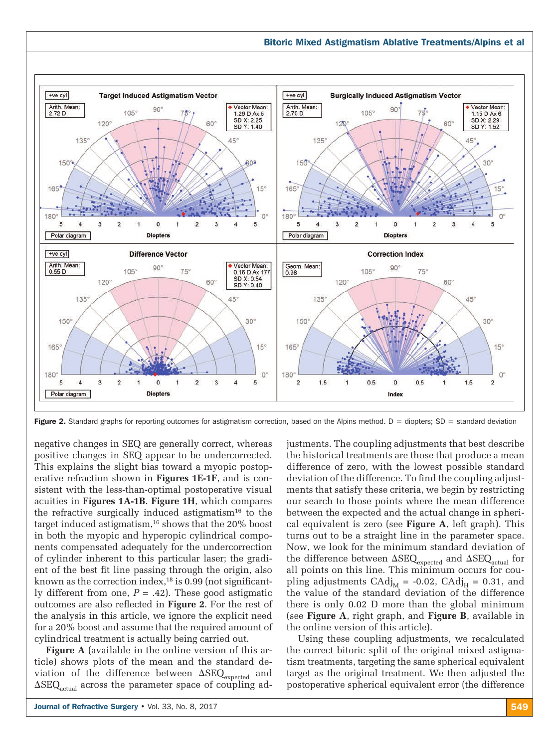Figure 2. Standard graphs for reporting outcomes for astigmatism correction, based on the Alpins method. D = diopters; SD = standard deviation

negative changes in SEQ are generally correct, whereas positive changes in SEQ appear to be undercorrected. This explains the slight bias toward a myopic postoperative refraction shown in **Figures 1E-1F**, and is consistent with the less-than-optimal postoperative visual acuities in **Figures 1A-1B**. **Figure 1H**, which compares the refractive surgically induced astigmatism[16] to the target induced astigmatism,[16] shows that the 20% boost in both the myopic and hyperopic cylindrical components compensated adequately for the undercorrection of cylinder inherent to this particular laser; the gradient of the best fit line passing through the origin, also known as the correction index,[18] is 0.99 (not significantly different from one, $P = .42$). These good astigmatic outcomes are also reflected in **Figure 2**. For the rest of the analysis in this article, we ignore the explicit need for a 20% boost and assume that the required amount of cylindrical treatment is actually being carried out.

**Figure A** (available in the online version of this article) shows plots of the mean and the standard deviation of the difference between $\Delta SEQ_{expected}$ and $\Delta SEQ_{actual}$ across the parameter space of coupling adjustments. The coupling adjustments that best describe the historical treatments are those that produce a mean difference of zero, with the lowest possible standard deviation of the difference. To find the coupling adjustments that satisfy these criteria, we begin by restricting our search to those points where the mean difference between the expected and the actual change in spherical equivalent is zero (see **Figure A**, left graph). This turns out to be a straight line in the parameter space. Now, we look for the minimum standard deviation of the difference between $\Delta SEQ_{expected}$ and $\Delta SEQ_{actual}$ for all points on this line. This minimum occurs for coupling adjustments $CAdj_M = -0.02$, $CAdj_H = 0.31$, and the value of the standard deviation of the difference there is only 0.02 D more than the global minimum (see **Figure A**, right graph, and **Figure B**, available in the online version of this article).

Using these coupling adjustments, we recalculated the correct bitoric split of the original mixed astigmatism treatments, targeting the same spherical equivalent target as the original treatment. We then adjusted the postoperative spherical equivalent error (the difference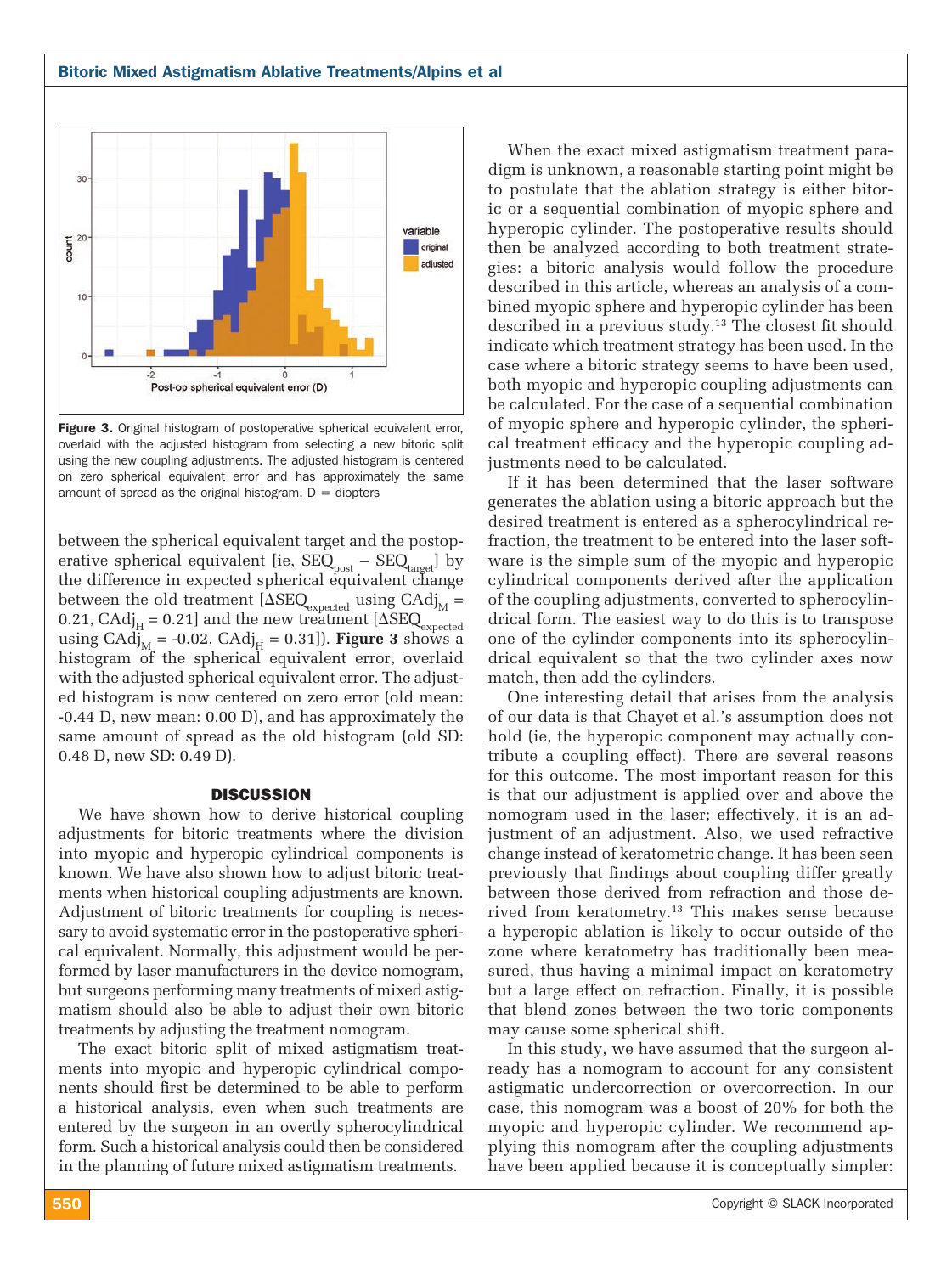**Figure 3.** Original histogram of postoperative spherical equivalent error, overlaid with the adjusted histogram from selecting a new bitoric split using the new coupling adjustments. The adjusted histogram is centered on zero spherical equivalent error and has approximately the same amount of spread as the original histogram. D = diopters

between the spherical equivalent target and the postoperative spherical equivalent [ie, $SEQ_{post} - SEQ_{target}$] by the difference in expected spherical equivalent change between the old treatment [$\Delta SEQ_{expected}$ using $CAdj_M$ = 0.21, $CAdj_H$ = 0.21] and the new treatment [$\Delta SEQ_{expected}$ using $CAdj_M$ = -0.02, $CAdj_H$ = 0.31]). **Figure 3** shows a histogram of the spherical equivalent error, overlaid with the adjusted spherical equivalent error. The adjusted histogram is now centered on zero error (old mean: -0.44 D, new mean: 0.00 D), and has approximately the same amount of spread as the old histogram (old SD: 0.48 D, new SD: 0.49 D).

## DISCUSSION

We have shown how to derive historical coupling adjustments for bitoric treatments where the division into myopic and hyperopic cylindrical components is known. We have also shown how to adjust bitoric treatments when historical coupling adjustments are known. Adjustment of bitoric treatments for coupling is necessary to avoid systematic error in the postoperative spherical equivalent. Normally, this adjustment would be performed by laser manufacturers in the device nomogram, but surgeons performing many treatments of mixed astigmatism should also be able to adjust their own bitoric treatments by adjusting the treatment nomogram.

The exact bitoric split of mixed astigmatism treatments into myopic and hyperopic cylindrical components should first be determined to be able to perform a historical analysis, even when such treatments are entered by the surgeon in an overtly spherocylindrical form. Such a historical analysis could then be considered in the planning of future mixed astigmatism treatments.

When the exact mixed astigmatism treatment paradigm is unknown, a reasonable starting point might be to postulate that the ablation strategy is either bitoric or a sequential combination of myopic sphere and hyperopic cylinder. The postoperative results should then be analyzed according to both treatment strategies: a bitoric analysis would follow the procedure described in this article, whereas an analysis of a combined myopic sphere and hyperopic cylinder has been described in a previous study.[13] The closest fit should indicate which treatment strategy has been used. In the case where a bitoric strategy seems to have been used, both myopic and hyperopic coupling adjustments can be calculated. For the case of a sequential combination of myopic sphere and hyperopic cylinder, the spherical treatment efficacy and the hyperopic coupling adjustments need to be calculated.

If it has been determined that the laser software generates the ablation using a bitoric approach but the desired treatment is entered as a spherocylindrical refraction, the treatment to be entered into the laser software is the simple sum of the myopic and hyperopic cylindrical components derived after the application of the coupling adjustments, converted to spherocylindrical form. The easiest way to do this is to transpose one of the cylinder components into its spherocylindrical equivalent so that the two cylinder axes now match, then add the cylinders.

One interesting detail that arises from the analysis of our data is that Chayet et al.'s assumption does not hold (ie, the hyperopic component may actually contribute a coupling effect). There are several reasons for this outcome. The most important reason for this is that our adjustment is applied over and above the nomogram used in the laser; effectively, it is an adjustment of an adjustment. Also, we used refractive change instead of keratometric change. It has been seen previously that findings about coupling differ greatly between those derived from refraction and those derived from keratometry.[13] This makes sense because a hyperopic ablation is likely to occur outside of the zone where keratometry has traditionally been measured, thus having a minimal impact on keratometry but a large effect on refraction. Finally, it is possible that blend zones between the two toric components may cause some spherical shift.

In this study, we have assumed that the surgeon already has a nomogram to account for any consistent astigmatic undercorrection or overcorrection. In our case, this nomogram was a boost of 20% for both the myopic and hyperopic cylinder. We recommend applying this nomogram after the coupling adjustments have been applied because it is conceptually simpler: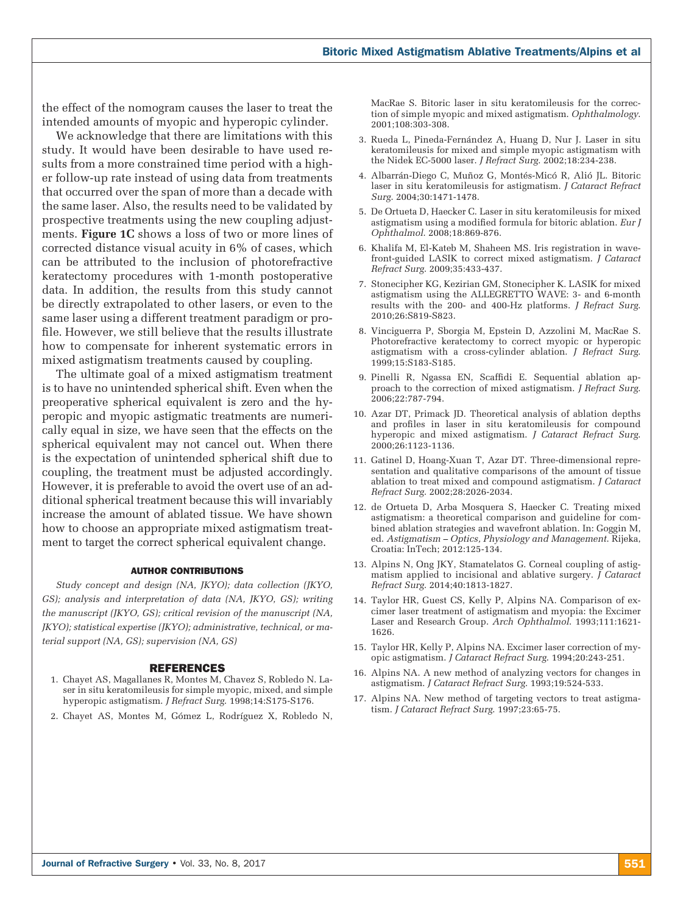the effect of the nomogram causes the laser to treat the intended amounts of myopic and hyperopic cylinder.

We acknowledge that there are limitations with this study. It would have been desirable to have used results from a more constrained time period with a higher follow-up rate instead of using data from treatments that occurred over the span of more than a decade with the same laser. Also, the results need to be validated by prospective treatments using the new coupling adjustments. **Figure 1C** shows a loss of two or more lines of corrected distance visual acuity in 6% of cases, which can be attributed to the inclusion of photorefractive keratectomy procedures with 1-month postoperative data. In addition, the results from this study cannot be directly extrapolated to other lasers, or even to the same laser using a different treatment paradigm or profile. However, we still believe that the results illustrate how to compensate for inherent systematic errors in mixed astigmatism treatments caused by coupling.

The ultimate goal of a mixed astigmatism treatment is to have no unintended spherical shift. Even when the preoperative spherical equivalent is zero and the hyperopic and myopic astigmatic treatments are numerically equal in size, we have seen that the effects on the spherical equivalent may not cancel out. When there is the expectation of unintended spherical shift due to coupling, the treatment must be adjusted accordingly. However, it is preferable to avoid the overt use of an additional spherical treatment because this will invariably increase the amount of ablated tissue. We have shown how to choose an appropriate mixed astigmatism treatment to target the correct spherical equivalent change.

#### AUTHOR CONTRIBUTIONS

*Study concept and design (NA, JKYO); data collection (JKYO, GS); analysis and interpretation of data (NA, JKYO, GS); writing the manuscript (JKYO, GS); critical revision of the manuscript (NA, JKYO); statistical expertise (JKYO); administrative, technical, or material support (NA, GS); supervision (NA, GS)*

## REFERENCES

1. Chayet AS, Magallanes R, Montes M, Chavez S, Robledo N. Laser in situ keratomileusis for simple myopic, mixed, and simple hyperopic astigmatism. *J Refract Surg*. 1998;14:S175-S176.
2. Chayet AS, Montes M, Gómez L, Rodríguez X, Robledo N, MacRae S. Bitoric laser in situ keratomileusis for the correction of simple myopic and mixed astigmatism. *Ophthalmology*. 2001;108:303-308.
3. Rueda L, Pineda-Fernández A, Huang D, Nur J. Laser in situ keratomileusis for mixed and simple myopic astigmatism with the Nidek EC-5000 laser. *J Refract Surg*. 2002;18:234-238.
4. Albarrán-Diego C, Muñoz G, Montés-Micó R, Alió JL. Bitoric laser in situ keratomileusis for astigmatism. *J Cataract Refract Surg*. 2004;30:1471-1478.
5. De Ortueta D, Haecker C. Laser in situ keratomileusis for mixed astigmatism using a modified formula for bitoric ablation. *Eur J Ophthalmol*. 2008;18:869-876.
6. Khalifa M, El-Kateb M, Shaheen MS. Iris registration in wavefront-guided LASIK to correct mixed astigmatism. *J Cataract Refract Surg*. 2009;35:433-437.
7. Stonecipher KG, Kezirian GM, Stonecipher K. LASIK for mixed astigmatism using the ALLEGRETTO WAVE: 3- and 6-month results with the 200- and 400-Hz platforms. *J Refract Surg*. 2010;26:S819-S823.
8. Vinciguerra P, Sborgia M, Epstein D, Azzolini M, MacRae S. Photorefractive keratectomy to correct myopic or hyperopic astigmatism with a cross-cylinder ablation. *J Refract Surg*. 1999;15:S183-S185.
9. Pinelli R, Ngassa EN, Scaffidi E. Sequential ablation approach to the correction of mixed astigmatism. *J Refract Surg*. 2006;22:787-794.
10. Azar DT, Primack JD. Theoretical analysis of ablation depths and profiles in laser in situ keratomileusis for compound hyperopic and mixed astigmatism. *J Cataract Refract Surg*. 2000;26:1123-1136.
11. Gatinel D, Hoang-Xuan T, Azar DT. Three-dimensional representation and qualitative comparisons of the amount of tissue ablation to treat mixed and compound astigmatism. *J Cataract Refract Surg*. 2002;28:2026-2034.
12. de Ortueta D, Arba Mosquera S, Haecker C. Treating mixed astigmatism: a theoretical comparison and guideline for combined ablation strategies and wavefront ablation. In: Goggin M, ed. *Astigmatism – Optics, Physiology and Management*. Rijeka, Croatia: InTech; 2012:125-134.
13. Alpins N, Ong JKY, Stamatelatos G. Corneal coupling of astigmatism applied to incisional and ablative surgery. *J Cataract Refract Surg*. 2014;40:1813-1827.
14. Taylor HR, Guest CS, Kelly P, Alpins NA. Comparison of excimer laser treatment of astigmatism and myopia: the Excimer Laser and Research Group. *Arch Ophthalmol*. 1993;111:1621-1626.
15. Taylor HR, Kelly P, Alpins NA. Excimer laser correction of myopic astigmatism. *J Cataract Refract Surg*. 1994;20:243-251.
16. Alpins NA. A new method of analyzing vectors for changes in astigmatism. *J Cataract Refract Surg*. 1993;19:524-533.
17. Alpins NA. New method of targeting vectors to treat astigmatism. *J Cataract Refract Surg*. 1997;23:65-75.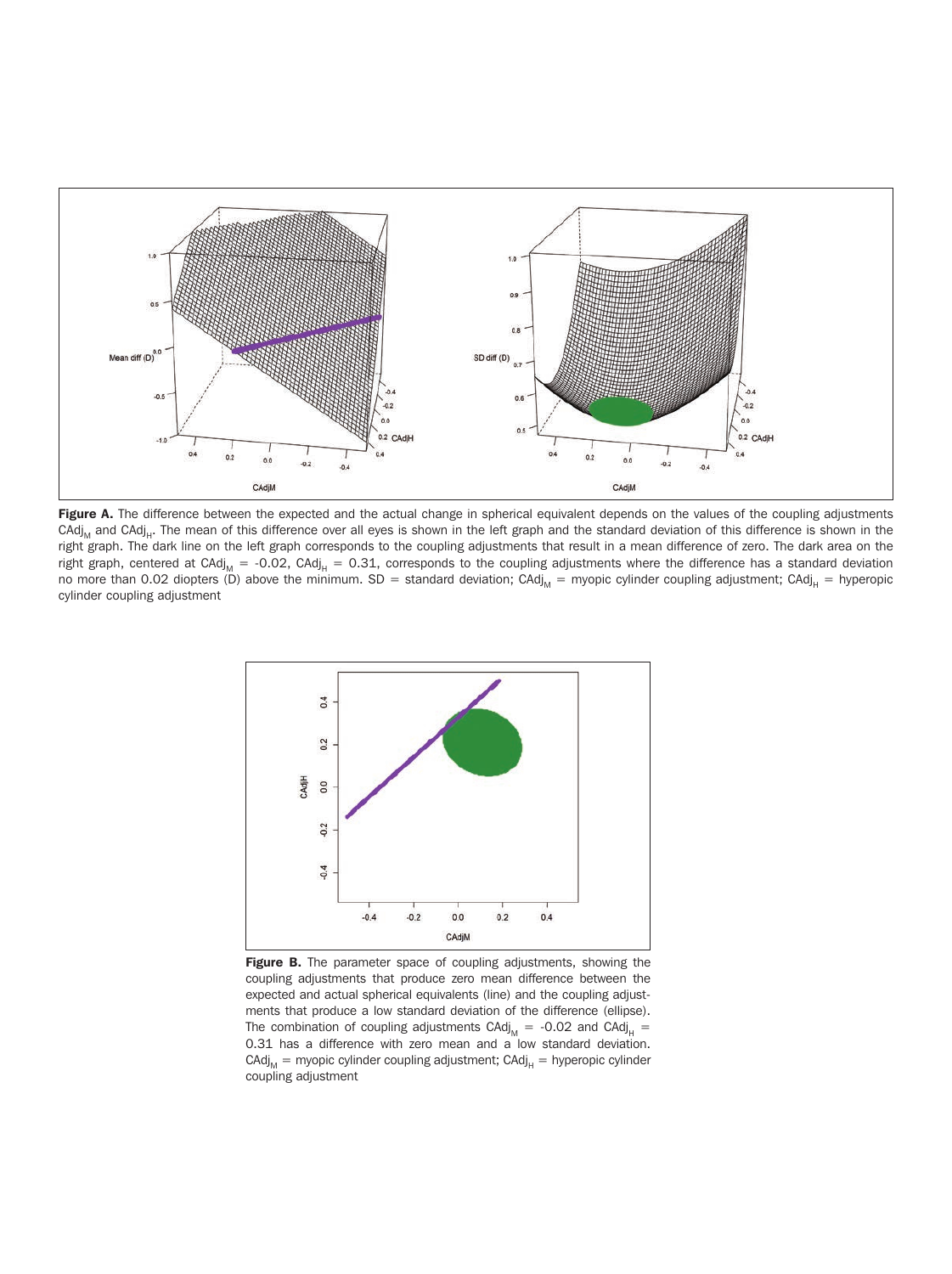Mean diff (D)

1.0

0.5

0.0

-0.5

-1.0

0.4

0.2

0.0

-0.2

-0.4

CAdjM

-0.4

-0.2

0.0

0.2 CAdjH

0.4

SD diff (D)

1.0

0.9

0.8

0.7

0.6

0.5

0.4

0.2

0.0

-0.2

-0.4

CAdjM

-0.4

-0.2

0.0

0.2 CAdjH

0.4

**Figure A.** The difference between the expected and the actual change in spherical equivalent depends on the values of the coupling adjustments $CAdj_M$ and $CAdj_H$. The mean of this difference over all eyes is shown in the left graph and the standard deviation of this difference is shown in the right graph. The dark line on the left graph corresponds to the coupling adjustments that result in a mean difference of zero. The dark area on the right graph, centered at $CAdj_M$ = -0.02, $CAdj_H$ = 0.31, corresponds to the coupling adjustments where the difference has a standard deviation no more than 0.02 diopters (D) above the minimum. SD = standard deviation; $CAdj_M$ = myopic cylinder coupling adjustment; $CAdj_H$ = hyperopic cylinder coupling adjustment

CAdjH

0.4

0.2

0.0

-0.2

-0.4

-0.4

-0.2

0.0

0.2

0.4

CAdjM

**Figure B.** The parameter space of coupling adjustments, showing the coupling adjustments that produce zero mean difference between the expected and actual spherical equivalents (line) and the coupling adjustments that produce a low standard deviation of the difference (ellipse). The combination of coupling adjustments $CAdj_M$ = -0.02 and $CAdj_H$ = 0.31 has a difference with zero mean and a low standard deviation. $CAdj_M$ = myopic cylinder coupling adjustment; $CAdj_H$ = hyperopic cylinder coupling adjustment